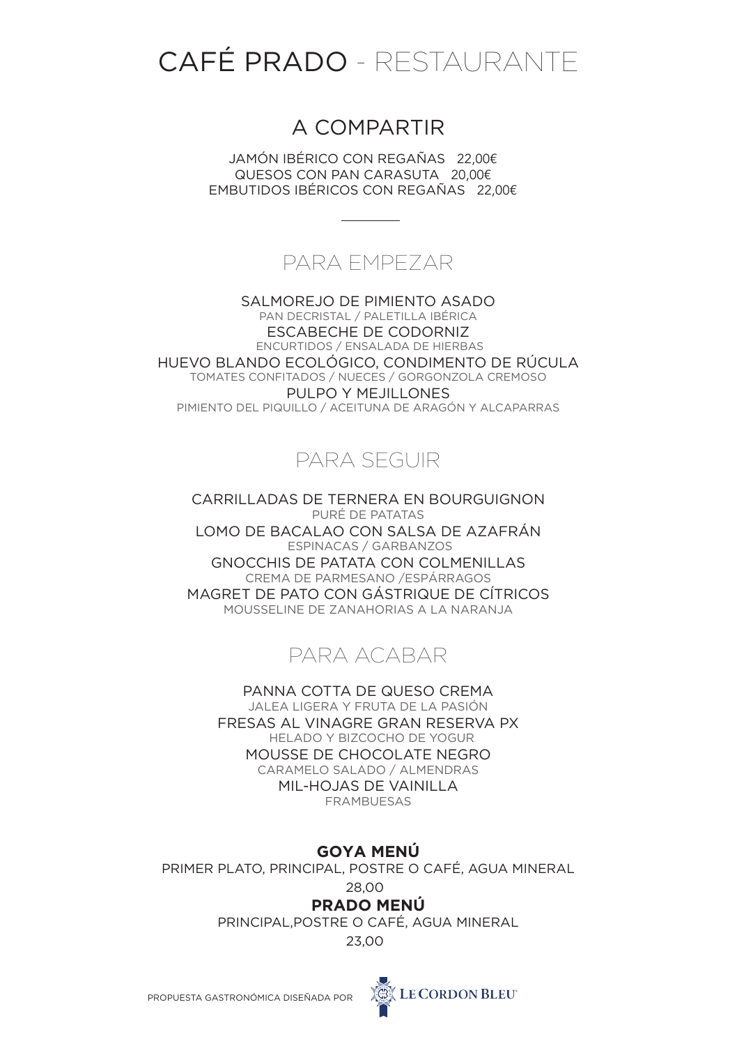# CAFÉ PRADO - RESTAURANTE

## A COMPARTIR

JAMÓN IBÉRICO CON REGAÑAS 22,00€
QUESOS CON PAN CARASUTA 20,00€
EMBUTIDOS IBÉRICOS CON REGAÑAS 22,00€

---

## PARA EMPEZAR

SALMOREJO DE PIMIENTO ASADO
PAN DECRISTAL / PALETILLA IBÉRICA

ESCABECHE DE CODORNIZ
ENCURTIDOS / ENSALADA DE HIERBAS

HUEVO BLANDO ECOLÓGICO, CONDIMENTO DE RÚCULA
TOMATES CONFITADOS / NUECES / GORGONZOLA CREMOSO

PULPO Y MEJILLONES
PIMIENTO DEL PIQUILLO / ACEITUNA DE ARAGÓN Y ALCAPARRAS

## PARA SEGUIR

CARRILLADAS DE TERNERA EN BOURGUIGNON
PURÉ DE PATATAS

LOMO DE BACALAO CON SALSA DE AZAFRÁN
ESPINACAS / GARBANZOS

GNOCCHIS DE PATATA CON COLMENILLAS
CREMA DE PARMESANO /ESPÁRRAGOS

MAGRET DE PATO CON GÁSTRIQUE DE CÍTRICOS
MOUSSELINE DE ZANAHORIAS A LA NARANJA

## PARA ACABAR

PANNA COTTA DE QUESO CREMA
JALEA LIGERA Y FRUTA DE LA PASIÓN

FRESAS AL VINAGRE GRAN RESERVA PX
HELADO Y BIZCOCHO DE YOGUR

MOUSSE DE CHOCOLATE NEGRO
CARAMELO SALADO / ALMENDRAS

MIL-HOJAS DE VAINILLA
FRAMBUESAS

**GOYA MENÚ**
PRIMER PLATO, PRINCIPAL, POSTRE O CAFÉ, AGUA MINERAL
28,00

**PRADO MENÚ**
PRINCIPAL,POSTRE O CAFÉ, AGUA MINERAL
23,00

PROPUESTA GASTRONÓMICA DISEÑADA POR LE CORDON BLEU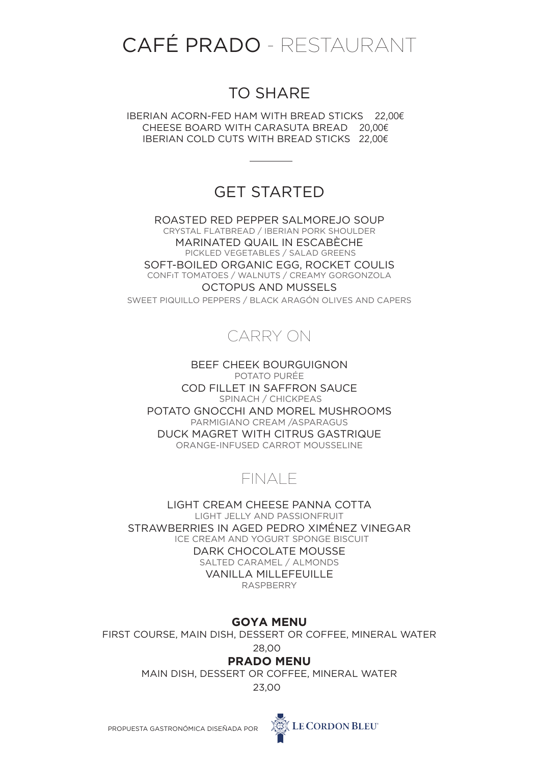# CAFÉ PRADO - RESTAURANT

## TO SHARE

IBERIAN ACORN-FED HAM WITH BREAD STICKS 22,00€
CHEESE BOARD WITH CARASUTA BREAD 20,00€
IBERIAN COLD CUTS WITH BREAD STICKS 22,00€

---

## GET STARTED

ROASTED RED PEPPER SALMOREJO SOUP
CRYSTAL FLATBREAD / IBERIAN PORK SHOULDER

MARINATED QUAIL IN ESCABÈCHE
PICKLED VEGETABLES / SALAD GREENS

SOFT-BOILED ORGANIC EGG, ROCKET COULIS
CONFIT TOMATOES / WALNUTS / CREAMY GORGONZOLA

OCTOPUS AND MUSSELS
SWEET PIQUILLO PEPPERS / BLACK ARAGÓN OLIVES AND CAPERS

## CARRY ON

BEEF CHEEK BOURGUIGNON
POTATO PURÉE

COD FILLET IN SAFFRON SAUCE
SPINACH / CHICKPEAS

POTATO GNOCCHI AND MOREL MUSHROOMS
PARMIGIANO CREAM /ASPARAGUS

DUCK MAGRET WITH CITRUS GASTRIQUE
ORANGE-INFUSED CARROT MOUSSELINE

## FINALE

LIGHT CREAM CHEESE PANNA COTTA
LIGHT JELLY AND PASSIONFRUIT

STRAWBERRIES IN AGED PEDRO XIMÉNEZ VINEGAR
ICE CREAM AND YOGURT SPONGE BISCUIT

DARK CHOCOLATE MOUSSE
SALTED CARAMEL / ALMONDS

VANILLA MILLEFEUILLE
RASPBERRY

**GOYA MENU**

FIRST COURSE, MAIN DISH, DESSERT OR COFFEE, MINERAL WATER

28,00

**PRADO MENU**

MAIN DISH, DESSERT OR COFFEE, MINERAL WATER

23,00

PROPUESTA GASTRONÓMICA DISEÑADA POR LE CORDON BLEU